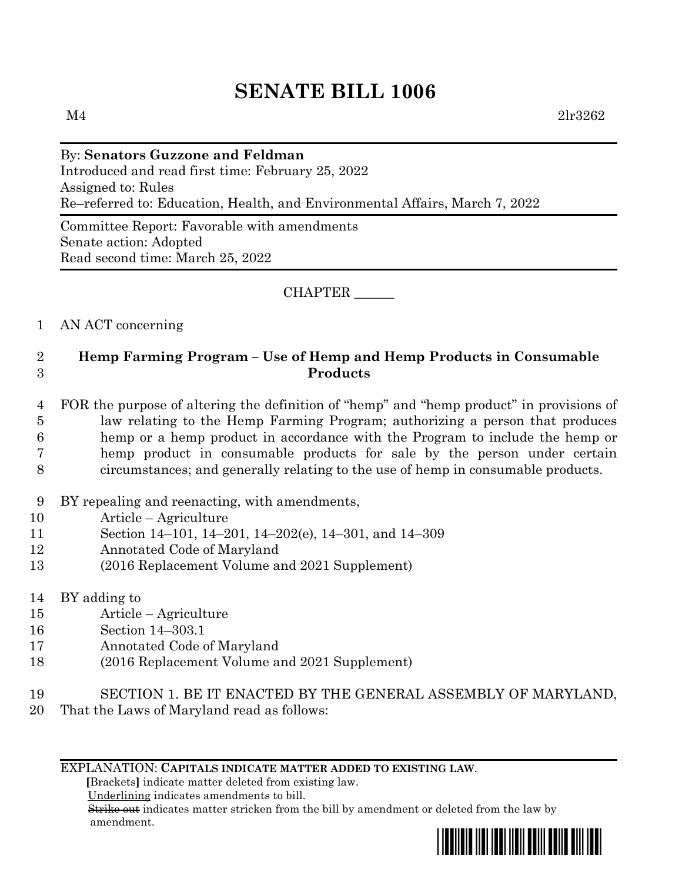# SENATE BILL 1006

M4 2lr3262

By: **Senators Guzzone and Feldman**
Introduced and read first time: February 25, 2022
Assigned to: Rules
Re–referred to: Education, Health, and Environmental Affairs, March 7, 2022

Committee Report: Favorable with amendments
Senate action: Adopted
Read second time: March 25, 2022

CHAPTER ______

1 AN ACT concerning

2 **Hemp Farming Program – Use of Hemp and Hemp Products in Consumable**
3 **Products**

4 FOR the purpose of altering the definition of "hemp" and "hemp product" in provisions of
5 law relating to the Hemp Farming Program; authorizing a person that produces
6 hemp or a hemp product in accordance with the Program to include the hemp or
7 hemp product in consumable products for sale by the person under certain
8 circumstances; and generally relating to the use of hemp in consumable products.

9 BY repealing and reenacting, with amendments,
10 Article – Agriculture
11 Section 14–101, 14–201, 14–202(e), 14–301, and 14–309
12 Annotated Code of Maryland
13 (2016 Replacement Volume and 2021 Supplement)

14 BY adding to
15 Article – Agriculture
16 Section 14–303.1
17 Annotated Code of Maryland
18 (2016 Replacement Volume and 2021 Supplement)

19 SECTION 1. BE IT ENACTED BY THE GENERAL ASSEMBLY OF MARYLAND,
20 That the Laws of Maryland read as follows:

EXPLANATION: **CAPITALS INDICATE MATTER ADDED TO EXISTING LAW.**
[Brackets] indicate matter deleted from existing law.
Underlining indicates amendments to bill.
~~Strike out~~ indicates matter stricken from the bill by amendment or deleted from the law by amendment.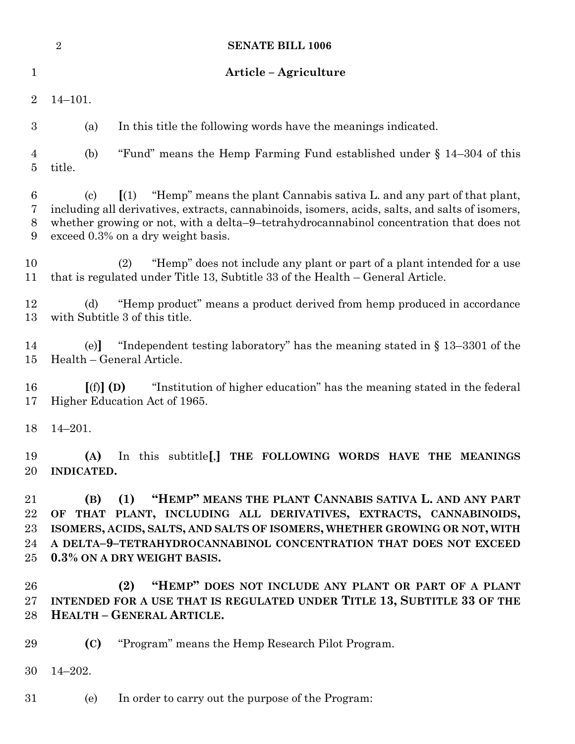**Article – Agriculture**

14–101.

(a) In this title the following words have the meanings indicated.

(b) "Fund" means the Hemp Farming Fund established under § 14–304 of this title.

(c) [(1) "Hemp" means the plant Cannabis sativa L. and any part of that plant, including all derivatives, extracts, cannabinoids, isomers, acids, salts, and salts of isomers, whether growing or not, with a delta–9–tetrahydrocannabinol concentration that does not exceed 0.3% on a dry weight basis.

(2) "Hemp" does not include any plant or part of a plant intended for a use that is regulated under Title 13, Subtitle 33 of the Health – General Article.

(d) "Hemp product" means a product derived from hemp produced in accordance with Subtitle 3 of this title.

(e)] "Independent testing laboratory" has the meaning stated in § 13–3301 of the Health – General Article.

[(f)] **(D)** "Institution of higher education" has the meaning stated in the federal Higher Education Act of 1965.

14–201.

**(A)** In this subtitle[,] **THE FOLLOWING WORDS HAVE THE MEANINGS INDICATED.**

**(B) (1) "HEMP" MEANS THE PLANT CANNABIS SATIVA L. AND ANY PART OF THAT PLANT, INCLUDING ALL DERIVATIVES, EXTRACTS, CANNABINOIDS, ISOMERS, ACIDS, SALTS, AND SALTS OF ISOMERS, WHETHER GROWING OR NOT, WITH A DELTA–9–TETRAHYDROCANNABINOL CONCENTRATION THAT DOES NOT EXCEED 0.3% ON A DRY WEIGHT BASIS.**

**(2) "HEMP" DOES NOT INCLUDE ANY PLANT OR PART OF A PLANT INTENDED FOR A USE THAT IS REGULATED UNDER TITLE 13, SUBTITLE 33 OF THE HEALTH – GENERAL ARTICLE.**

**(C)** "Program" means the Hemp Research Pilot Program.

14–202.

(e) In order to carry out the purpose of the Program: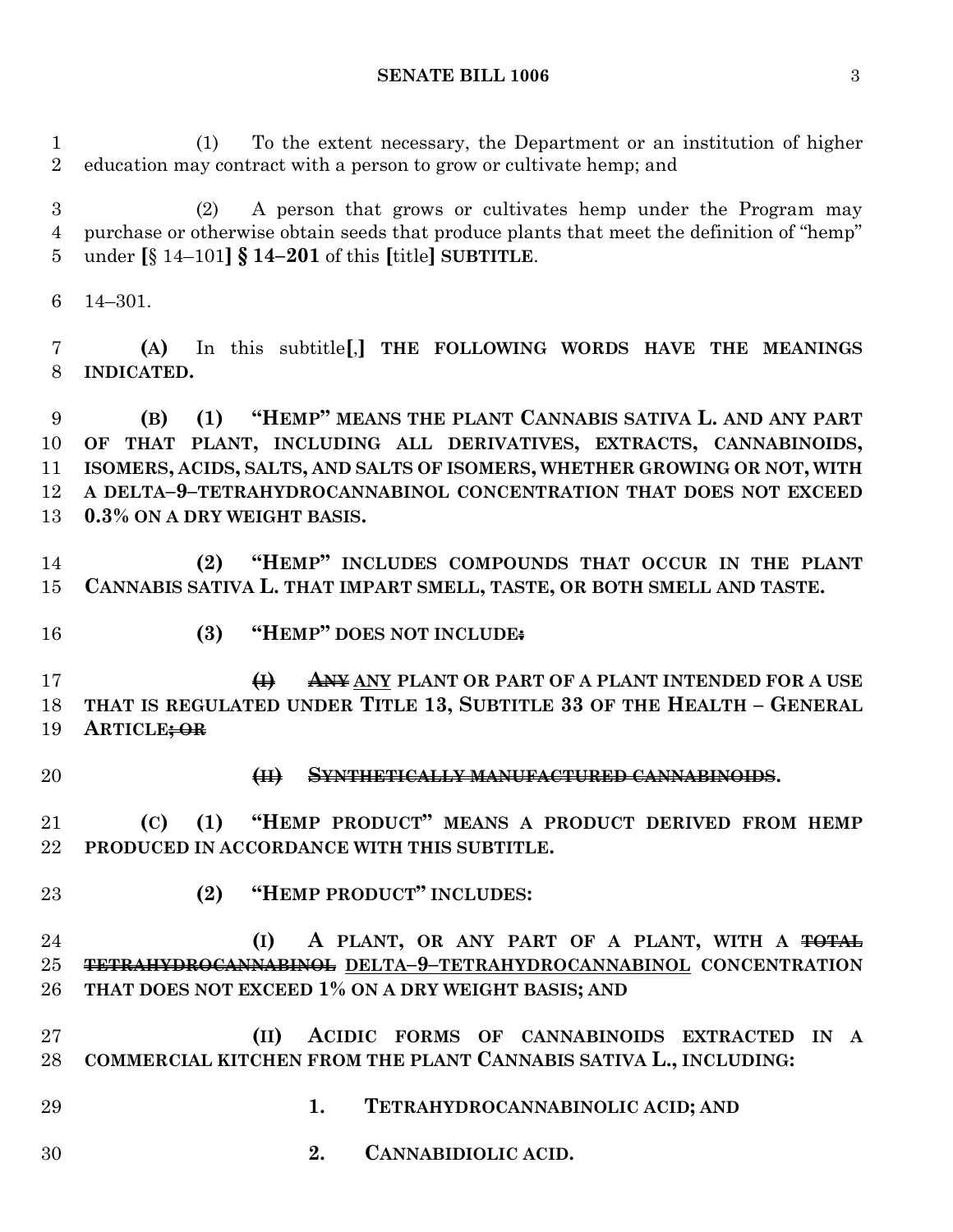(1) To the extent necessary, the Department or an institution of higher education may contract with a person to grow or cultivate hemp; and

(2) A person that grows or cultivates hemp under the Program may purchase or otherwise obtain seeds that produce plants that meet the definition of "hemp" under **[**§ 14–101**]** **§ 14–201** of this **[**title**]** **SUBTITLE**.

14–301.

**(A)** In this subtitle**[**,**]** **THE FOLLOWING WORDS HAVE THE MEANINGS INDICATED.**

**(B) (1) "HEMP" MEANS THE PLANT CANNABIS SATIVA L. AND ANY PART OF THAT PLANT, INCLUDING ALL DERIVATIVES, EXTRACTS, CANNABINOIDS, ISOMERS, ACIDS, SALTS, AND SALTS OF ISOMERS, WHETHER GROWING OR NOT, WITH A DELTA–9–TETRAHYDROCANNABINOL CONCENTRATION THAT DOES NOT EXCEED 0.3% ON A DRY WEIGHT BASIS.**

**(2) "HEMP" INCLUDES COMPOUNDS THAT OCCUR IN THE PLANT CANNABIS SATIVA L. THAT IMPART SMELL, TASTE, OR BOTH SMELL AND TASTE.**

**(3) "HEMP" DOES NOT INCLUDE~~:~~**

~~**(I) ANY**~~ **ANY PLANT OR PART OF A PLANT INTENDED FOR A USE THAT IS REGULATED UNDER TITLE 13, SUBTITLE 33 OF THE HEALTH – GENERAL ARTICLE~~; OR~~**

~~**(II) SYNTHETICALLY MANUFACTURED CANNABINOIDS**~~**.**

**(C) (1) "HEMP PRODUCT" MEANS A PRODUCT DERIVED FROM HEMP PRODUCED IN ACCORDANCE WITH THIS SUBTITLE.**

**(2) "HEMP PRODUCT" INCLUDES:**

**(I) A PLANT, OR ANY PART OF A PLANT, WITH A ~~TOTAL TETRAHYDROCANNABINOL~~ DELTA–9–TETRAHYDROCANNABINOL CONCENTRATION THAT DOES NOT EXCEED 1% ON A DRY WEIGHT BASIS; AND**

**(II) ACIDIC FORMS OF CANNABINOIDS EXTRACTED IN A COMMERCIAL KITCHEN FROM THE PLANT CANNABIS SATIVA L., INCLUDING:**

**1. TETRAHYDROCANNABINOLIC ACID; AND**

**2. CANNABIDIOLIC ACID.**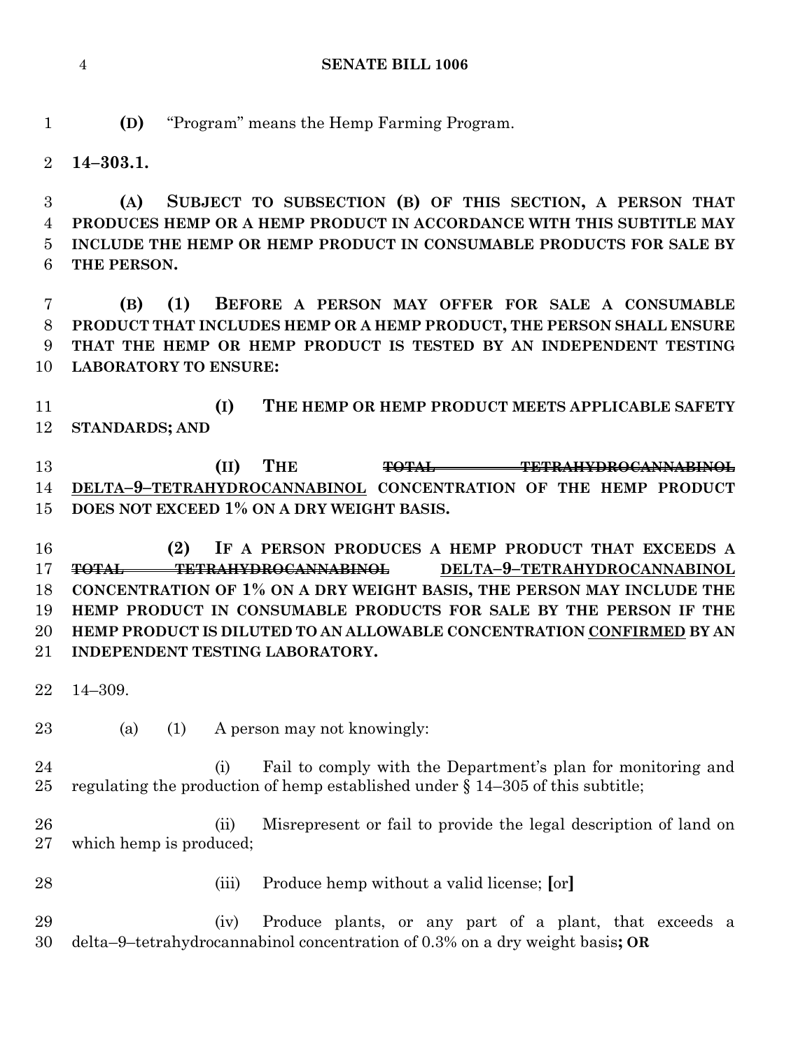**(D)** "Program" means the Hemp Farming Program.

**14–303.1.**

**(A) SUBJECT TO SUBSECTION (B) OF THIS SECTION, A PERSON THAT PRODUCES HEMP OR A HEMP PRODUCT IN ACCORDANCE WITH THIS SUBTITLE MAY INCLUDE THE HEMP OR HEMP PRODUCT IN CONSUMABLE PRODUCTS FOR SALE BY THE PERSON.**

**(B) (1) BEFORE A PERSON MAY OFFER FOR SALE A CONSUMABLE PRODUCT THAT INCLUDES HEMP OR A HEMP PRODUCT, THE PERSON SHALL ENSURE THAT THE HEMP OR HEMP PRODUCT IS TESTED BY AN INDEPENDENT TESTING LABORATORY TO ENSURE:**

**(I) THE HEMP OR HEMP PRODUCT MEETS APPLICABLE SAFETY STANDARDS; AND**

**(II) THE ~~TOTAL TETRAHYDROCANNABINOL~~ <u>DELTA–9–TETRAHYDROCANNABINOL</u> CONCENTRATION OF THE HEMP PRODUCT DOES NOT EXCEED 1% ON A DRY WEIGHT BASIS.**

**(2) IF A PERSON PRODUCES A HEMP PRODUCT THAT EXCEEDS A ~~TOTAL TETRAHYDROCANNABINOL~~ <u>DELTA–9–TETRAHYDROCANNABINOL</u> CONCENTRATION OF 1% ON A DRY WEIGHT BASIS, THE PERSON MAY INCLUDE THE HEMP PRODUCT IN CONSUMABLE PRODUCTS FOR SALE BY THE PERSON IF THE HEMP PRODUCT IS DILUTED TO AN ALLOWABLE CONCENTRATION <u>CONFIRMED</u> BY AN INDEPENDENT TESTING LABORATORY.**

14–309.

(a) (1) A person may not knowingly:

(i) Fail to comply with the Department's plan for monitoring and regulating the production of hemp established under § 14–305 of this subtitle;

(ii) Misrepresent or fail to provide the legal description of land on which hemp is produced;

(iii) Produce hemp without a valid license; **[**or**]**

(iv) Produce plants, or any part of a plant, that exceeds a delta–9–tetrahydrocannabinol concentration of 0.3% on a dry weight basis**; OR**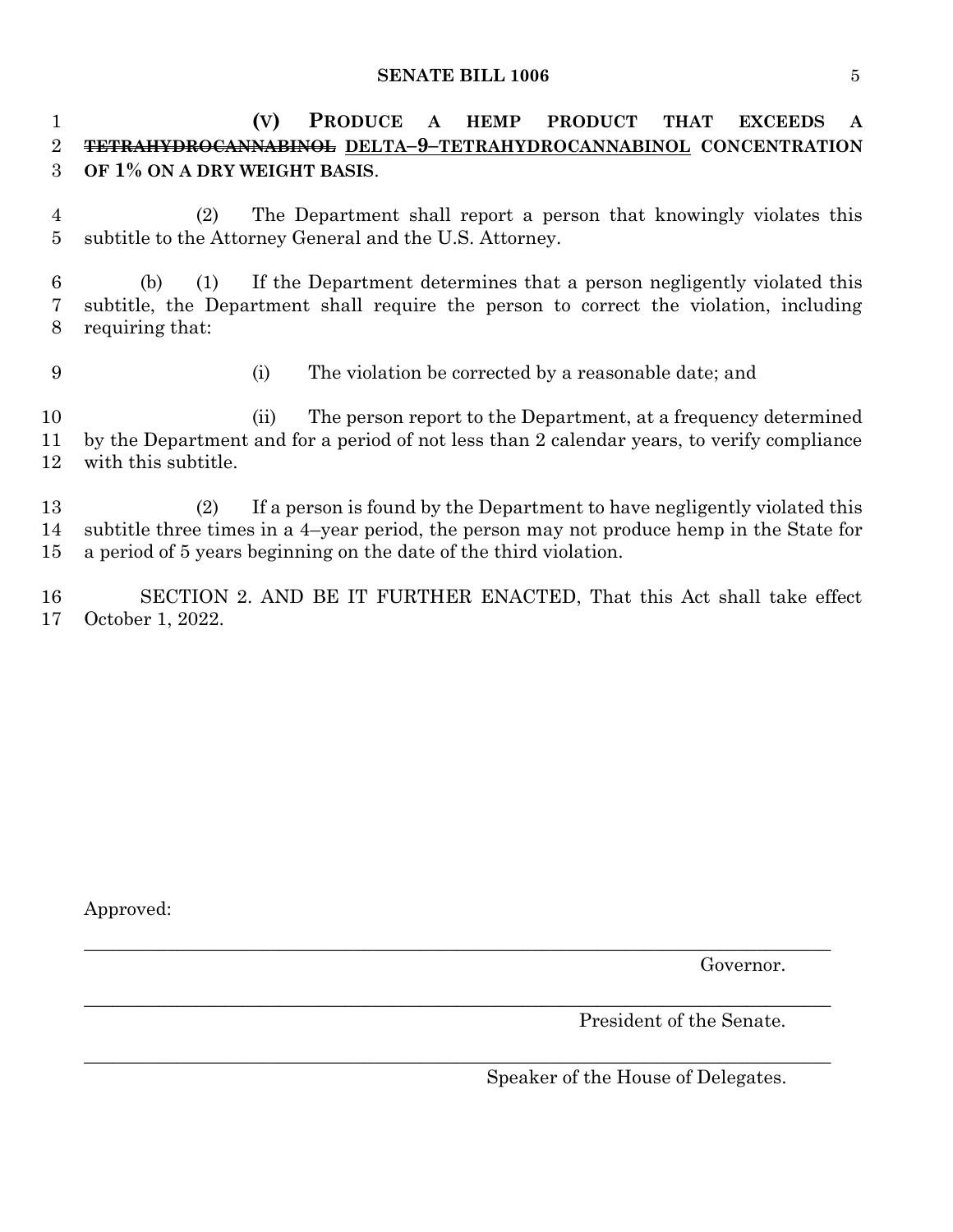**(V) PRODUCE A HEMP PRODUCT THAT EXCEEDS A ~~TETRAHYDROCANNABINOL~~ DELTA–9–TETRAHYDROCANNABINOL CONCENTRATION OF 1% ON A DRY WEIGHT BASIS**.

(2) The Department shall report a person that knowingly violates this subtitle to the Attorney General and the U.S. Attorney.

(b) (1) If the Department determines that a person negligently violated this subtitle, the Department shall require the person to correct the violation, including requiring that:

(i) The violation be corrected by a reasonable date; and

(ii) The person report to the Department, at a frequency determined by the Department and for a period of not less than 2 calendar years, to verify compliance with this subtitle.

(2) If a person is found by the Department to have negligently violated this subtitle three times in a 4–year period, the person may not produce hemp in the State for a period of 5 years beginning on the date of the third violation.

SECTION 2. AND BE IT FURTHER ENACTED, That this Act shall take effect October 1, 2022.

Approved:

\_\_\_\_\_\_\_\_\_\_\_\_\_\_\_\_\_\_\_\_\_\_\_\_\_\_\_\_\_\_\_\_\_\_\_\_\_\_\_\_\_\_\_\_\_\_\_\_\_\_\_\_\_\_\_\_\_\_\_\_\_\_\_\_\_\_\_\_\_\_\_\_\_\_\_\_\_

Governor.

\_\_\_\_\_\_\_\_\_\_\_\_\_\_\_\_\_\_\_\_\_\_\_\_\_\_\_\_\_\_\_\_\_\_\_\_\_\_\_\_\_\_\_\_\_\_\_\_\_\_\_\_\_\_\_\_\_\_\_\_\_\_\_\_\_\_\_\_\_\_\_\_\_\_\_\_\_

President of the Senate.

\_\_\_\_\_\_\_\_\_\_\_\_\_\_\_\_\_\_\_\_\_\_\_\_\_\_\_\_\_\_\_\_\_\_\_\_\_\_\_\_\_\_\_\_\_\_\_\_\_\_\_\_\_\_\_\_\_\_\_\_\_\_\_\_\_\_\_\_\_\_\_\_\_\_\_\_\_

Speaker of the House of Delegates.